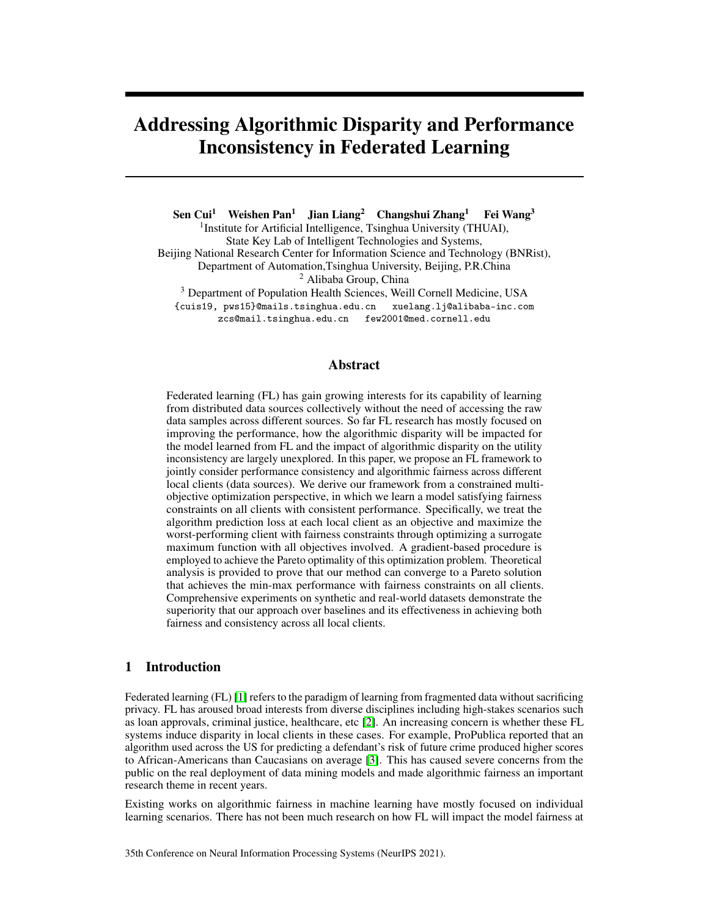# Addressing Algorithmic Disparity and Performance Inconsistency in Federated Learning

**Sen Cui[1] Weishen Pan[1] Jian Liang[2] Changshui Zhang[1] Fei Wang[3]**

[1]Institute for Artificial Intelligence, Tsinghua University (THUAI),
State Key Lab of Intelligent Technologies and Systems,
Beijing National Research Center for Information Science and Technology (BNRist),
Department of Automation,Tsinghua University, Beijing, P.R.China
[2] Alibaba Group, China
[3] Department of Population Health Sciences, Weill Cornell Medicine, USA
{cuis19, pws15}@mails.tsinghua.edu.cn xuelang.lj@alibaba-inc.com
zcs@mail.tsinghua.edu.cn few2001@med.cornell.edu

## Abstract

Federated learning (FL) has gain growing interests for its capability of learning from distributed data sources collectively without the need of accessing the raw data samples across different sources. So far FL research has mostly focused on improving the performance, how the algorithmic disparity will be impacted for the model learned from FL and the impact of algorithmic disparity on the utility inconsistency are largely unexplored. In this paper, we propose an FL framework to jointly consider performance consistency and algorithmic fairness across different local clients (data sources). We derive our framework from a constrained multi-objective optimization perspective, in which we learn a model satisfying fairness constraints on all clients with consistent performance. Specifically, we treat the algorithm prediction loss at each local client as an objective and maximize the worst-performing client with fairness constraints through optimizing a surrogate maximum function with all objectives involved. A gradient-based procedure is employed to achieve the Pareto optimality of this optimization problem. Theoretical analysis is provided to prove that our method can converge to a Pareto solution that achieves the min-max performance with fairness constraints on all clients. Comprehensive experiments on synthetic and real-world datasets demonstrate the superiority that our approach over baselines and its effectiveness in achieving both fairness and consistency across all local clients.

## 1 Introduction

Federated learning (FL) [1] refers to the paradigm of learning from fragmented data without sacrificing privacy. FL has aroused broad interests from diverse disciplines including high-stakes scenarios such as loan approvals, criminal justice, healthcare, etc [2]. An increasing concern is whether these FL systems induce disparity in local clients in these cases. For example, ProPublica reported that an algorithm used across the US for predicting a defendant's risk of future crime produced higher scores to African-Americans than Caucasians on average [3]. This has caused severe concerns from the public on the real deployment of data mining models and made algorithmic fairness an important research theme in recent years.

Existing works on algorithmic fairness in machine learning have mostly focused on individual learning scenarios. There has not been much research on how FL will impact the model fairness at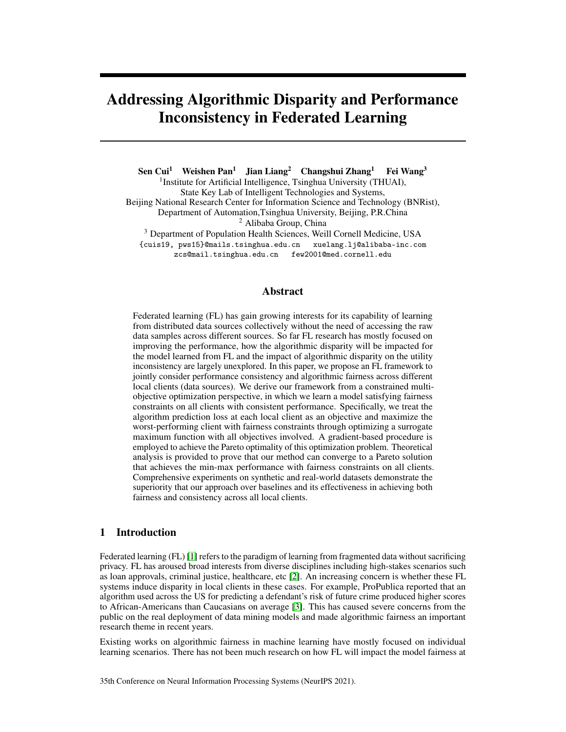# Addressing Algorithmic Disparity and Performance Inconsistency in Federated Learning

**Sen Cui**[1] **Weishen Pan**[1] **Jian Liang**[2] **Changshui Zhang**[1] **Fei Wang**[3]

[1]Institute for Artificial Intelligence, Tsinghua University (THUAI),
State Key Lab of Intelligent Technologies and Systems,
Beijing National Research Center for Information Science and Technology (BNRist),
Department of Automation,Tsinghua University, Beijing, P.R.China
[2] Alibaba Group, China
[3] Department of Population Health Sciences, Weill Cornell Medicine, USA
{cuis19, pws15}@mails.tsinghua.edu.cn xuelang.lj@alibaba-inc.com
zcs@mail.tsinghua.edu.cn few2001@med.cornell.edu

## Abstract

Federated learning (FL) has gain growing interests for its capability of learning from distributed data sources collectively without the need of accessing the raw data samples across different sources. So far FL research has mostly focused on improving the performance, how the algorithmic disparity will be impacted for the model learned from FL and the impact of algorithmic disparity on the utility inconsistency are largely unexplored. In this paper, we propose an FL framework to jointly consider performance consistency and algorithmic fairness across different local clients (data sources). We derive our framework from a constrained multi-objective optimization perspective, in which we learn a model satisfying fairness constraints on all clients with consistent performance. Specifically, we treat the algorithm prediction loss at each local client as an objective and maximize the worst-performing client with fairness constraints through optimizing a surrogate maximum function with all objectives involved. A gradient-based procedure is employed to achieve the Pareto optimality of this optimization problem. Theoretical analysis is provided to prove that our method can converge to a Pareto solution that achieves the min-max performance with fairness constraints on all clients. Comprehensive experiments on synthetic and real-world datasets demonstrate the superiority that our approach over baselines and its effectiveness in achieving both fairness and consistency across all local clients.

## 1 Introduction

Federated learning (FL) [1] refers to the paradigm of learning from fragmented data without sacrificing privacy. FL has aroused broad interests from diverse disciplines including high-stakes scenarios such as loan approvals, criminal justice, healthcare, etc [2]. An increasing concern is whether these FL systems induce disparity in local clients in these cases. For example, ProPublica reported that an algorithm used across the US for predicting a defendant's risk of future crime produced higher scores to African-Americans than Caucasians on average [3]. This has caused severe concerns from the public on the real deployment of data mining models and made algorithmic fairness an important research theme in recent years.

Existing works on algorithmic fairness in machine learning have mostly focused on individual learning scenarios. There has not been much research on how FL will impact the model fairness at

35th Conference on Neural Information Processing Systems (NeurIPS 2021).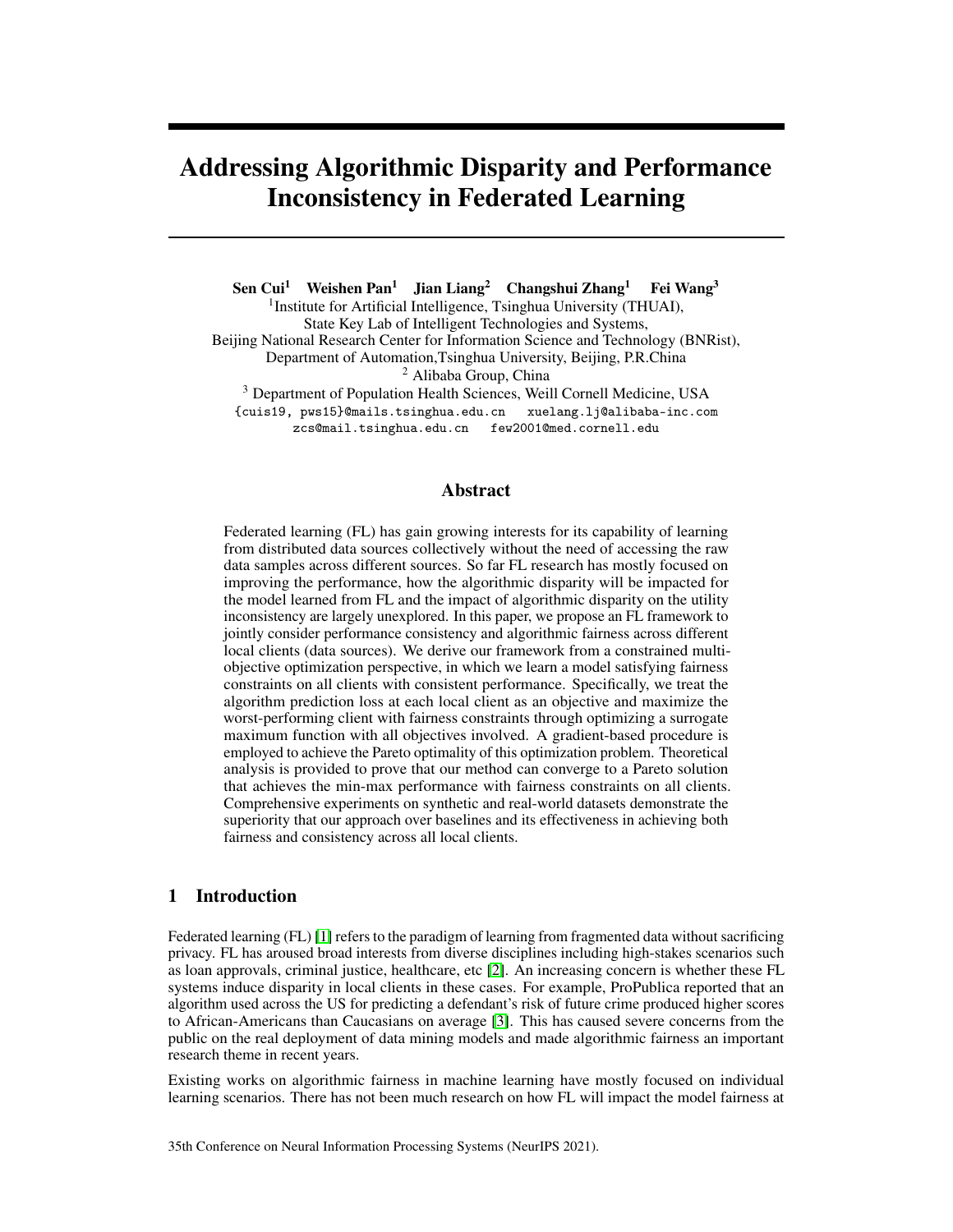# Addressing Algorithmic Disparity and Performance Inconsistency in Federated Learning

**Sen Cui**[1] **Weishen Pan**[1] **Jian Liang**[2] **Changshui Zhang**[1] **Fei Wang**[3]

[1]Institute for Artificial Intelligence, Tsinghua University (THUAI),
State Key Lab of Intelligent Technologies and Systems,
Beijing National Research Center for Information Science and Technology (BNRist),
Department of Automation,Tsinghua University, Beijing, P.R.China
[2] Alibaba Group, China
[3] Department of Population Health Sciences, Weill Cornell Medicine, USA
{cuis19, pws15}@mails.tsinghua.edu.cn xuelang.lj@alibaba-inc.com
zcs@mail.tsinghua.edu.cn few2001@med.cornell.edu

## Abstract

Federated learning (FL) has gain growing interests for its capability of learning from distributed data sources collectively without the need of accessing the raw data samples across different sources. So far FL research has mostly focused on improving the performance, how the algorithmic disparity will be impacted for the model learned from FL and the impact of algorithmic disparity on the utility inconsistency are largely unexplored. In this paper, we propose an FL framework to jointly consider performance consistency and algorithmic fairness across different local clients (data sources). We derive our framework from a constrained multi-objective optimization perspective, in which we learn a model satisfying fairness constraints on all clients with consistent performance. Specifically, we treat the algorithm prediction loss at each local client as an objective and maximize the worst-performing client with fairness constraints through optimizing a surrogate maximum function with all objectives involved. A gradient-based procedure is employed to achieve the Pareto optimality of this optimization problem. Theoretical analysis is provided to prove that our method can converge to a Pareto solution that achieves the min-max performance with fairness constraints on all clients. Comprehensive experiments on synthetic and real-world datasets demonstrate the superiority that our approach over baselines and its effectiveness in achieving both fairness and consistency across all local clients.

## 1 Introduction

Federated learning (FL) [1] refers to the paradigm of learning from fragmented data without sacrificing privacy. FL has aroused broad interests from diverse disciplines including high-stakes scenarios such as loan approvals, criminal justice, healthcare, etc [2]. An increasing concern is whether these FL systems induce disparity in local clients in these cases. For example, ProPublica reported that an algorithm used across the US for predicting a defendant's risk of future crime produced higher scores to African-Americans than Caucasians on average [3]. This has caused severe concerns from the public on the real deployment of data mining models and made algorithmic fairness an important research theme in recent years.

Existing works on algorithmic fairness in machine learning have mostly focused on individual learning scenarios. There has not been much research on how FL will impact the model fairness at

35th Conference on Neural Information Processing Systems (NeurIPS 2021).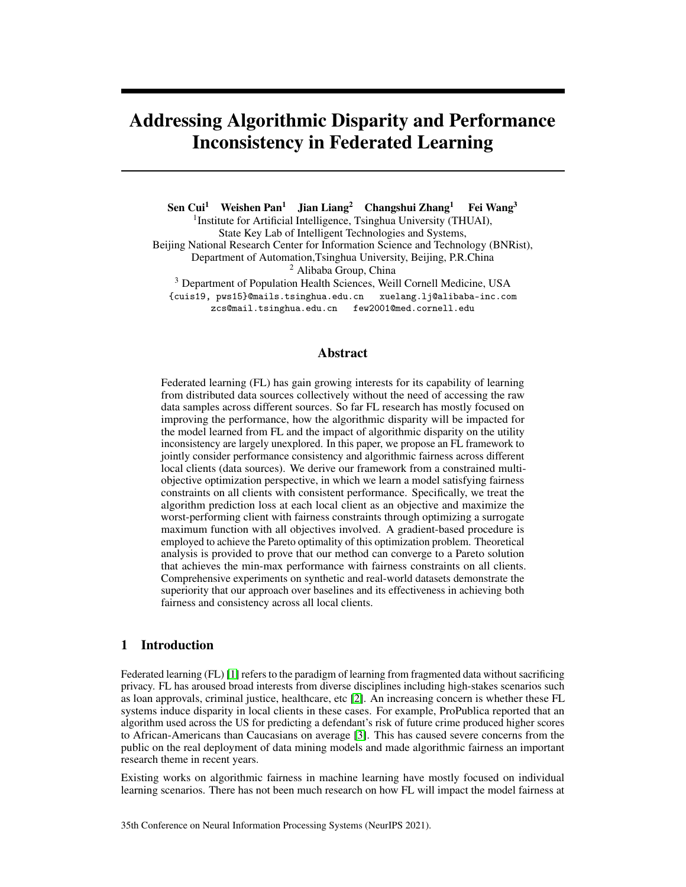# Addressing Algorithmic Disparity and Performance Inconsistency in Federated Learning

**Sen Cui[1] Weishen Pan[1] Jian Liang[2] Changshui Zhang[1] Fei Wang[3]**

[1]Institute for Artificial Intelligence, Tsinghua University (THUAI),
State Key Lab of Intelligent Technologies and Systems,
Beijing National Research Center for Information Science and Technology (BNRist),
Department of Automation,Tsinghua University, Beijing, P.R.China
[2] Alibaba Group, China
[3] Department of Population Health Sciences, Weill Cornell Medicine, USA
{cuis19, pws15}@mails.tsinghua.edu.cn xuelang.ljj@alibaba-inc.com
zcs@mail.tsinghua.edu.cn few2001@med.cornell.edu

## Abstract

Federated learning (FL) has gain growing interests for its capability of learning from distributed data sources collectively without the need of accessing the raw data samples across different sources. So far FL research has mostly focused on improving the performance, how the algorithmic disparity will be impacted for the model learned from FL and the impact of algorithmic disparity on the utility inconsistency are largely unexplored. In this paper, we propose an FL framework to jointly consider performance consistency and algorithmic fairness across different local clients (data sources). We derive our framework from a constrained multi-objective optimization perspective, in which we learn a model satisfying fairness constraints on all clients with consistent performance. Specifically, we treat the algorithm prediction loss at each local client as an objective and maximize the worst-performing client with fairness constraints through optimizing a surrogate maximum function with all objectives involved. A gradient-based procedure is employed to achieve the Pareto optimality of this optimization problem. Theoretical analysis is provided to prove that our method can converge to a Pareto solution that achieves the min-max performance with fairness constraints on all clients. Comprehensive experiments on synthetic and real-world datasets demonstrate the superiority that our approach over baselines and its effectiveness in achieving both fairness and consistency across all local clients.

## 1 Introduction

Federated learning (FL) [1] refers to the paradigm of learning from fragmented data without sacrificing privacy. FL has aroused broad interests from diverse disciplines including high-stakes scenarios such as loan approvals, criminal justice, healthcare, etc [2]. An increasing concern is whether these FL systems induce disparity in local clients in these cases. For example, ProPublica reported that an algorithm used across the US for predicting a defendant's risk of future crime produced higher scores to African-Americans than Caucasians on average [3]. This has caused severe concerns from the public on the real deployment of data mining models and made algorithmic fairness an important research theme in recent years.

Existing works on algorithmic fairness in machine learning have mostly focused on individual learning scenarios. There has not been much research on how FL will impact the model fairness at

35th Conference on Neural Information Processing Systems (NeurIPS 2021).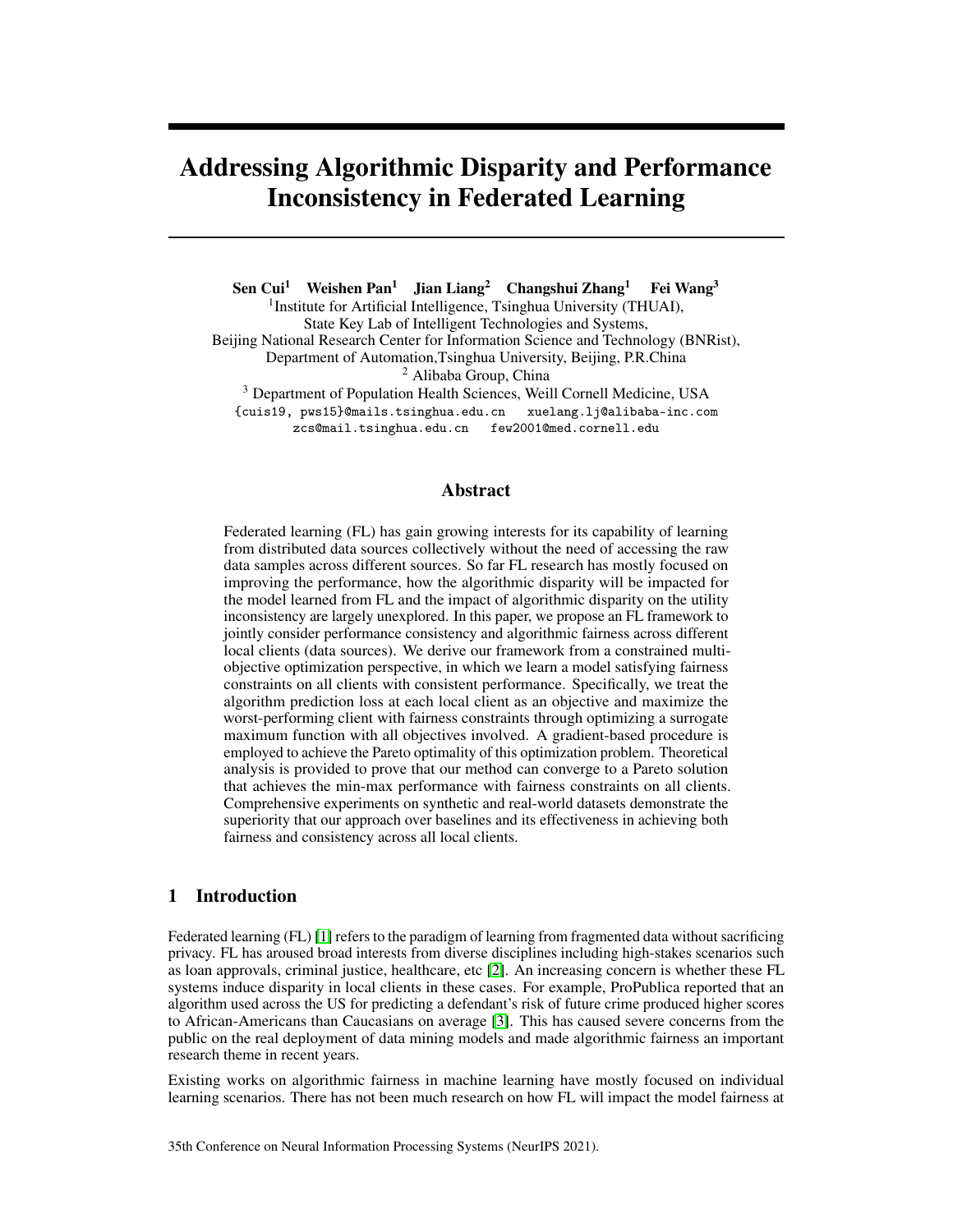# Addressing Algorithmic Disparity and Performance Inconsistency in Federated Learning

**Sen Cui**[1] **Weishen Pan**[1] **Jian Liang**[2] **Changshui Zhang**[1] **Fei Wang**[3]

[1]Institute for Artificial Intelligence, Tsinghua University (THUAI),
State Key Lab of Intelligent Technologies and Systems,
Beijing National Research Center for Information Science and Technology (BNRist),
Department of Automation,Tsinghua University, Beijing, P.R.China
[2] Alibaba Group, China
[3] Department of Population Health Sciences, Weill Cornell Medicine, USA
{cuis19, pws15}@mails.tsinghua.edu.cn xuelang.lj@alibaba-inc.com
zcs@mail.tsinghua.edu.cn few2001@med.cornell.edu

## Abstract

Federated learning (FL) has gain growing interests for its capability of learning from distributed data sources collectively without the need of accessing the raw data samples across different sources. So far FL research has mostly focused on improving the performance, how the algorithmic disparity will be impacted for the model learned from FL and the impact of algorithmic disparity on the utility inconsistency are largely unexplored. In this paper, we propose an FL framework to jointly consider performance consistency and algorithmic fairness across different local clients (data sources). We derive our framework from a constrained multi-objective optimization perspective, in which we learn a model satisfying fairness constraints on all clients with consistent performance. Specifically, we treat the algorithm prediction loss at each local client as an objective and maximize the worst-performing client with fairness constraints through optimizing a surrogate maximum function with all objectives involved. A gradient-based procedure is employed to achieve the Pareto optimality of this optimization problem. Theoretical analysis is provided to prove that our method can converge to a Pareto solution that achieves the min-max performance with fairness constraints on all clients. Comprehensive experiments on synthetic and real-world datasets demonstrate the superiority that our approach over baselines and its effectiveness in achieving both fairness and consistency across all local clients.

## 1 Introduction

Federated learning (FL) [1] refers to the paradigm of learning from fragmented data without sacrificing privacy. FL has aroused broad interests from diverse disciplines including high-stakes scenarios such as loan approvals, criminal justice, healthcare, etc [2]. An increasing concern is whether these FL systems induce disparity in local clients in these cases. For example, ProPublica reported that an algorithm used across the US for predicting a defendant's risk of future crime produced higher scores to African-Americans than Caucasians on average [3]. This has caused severe concerns from the public on the real deployment of data mining models and made algorithmic fairness an important research theme in recent years.

Existing works on algorithmic fairness in machine learning have mostly focused on individual learning scenarios. There has not been much research on how FL will impact the model fairness at

35th Conference on Neural Information Processing Systems (NeurIPS 2021).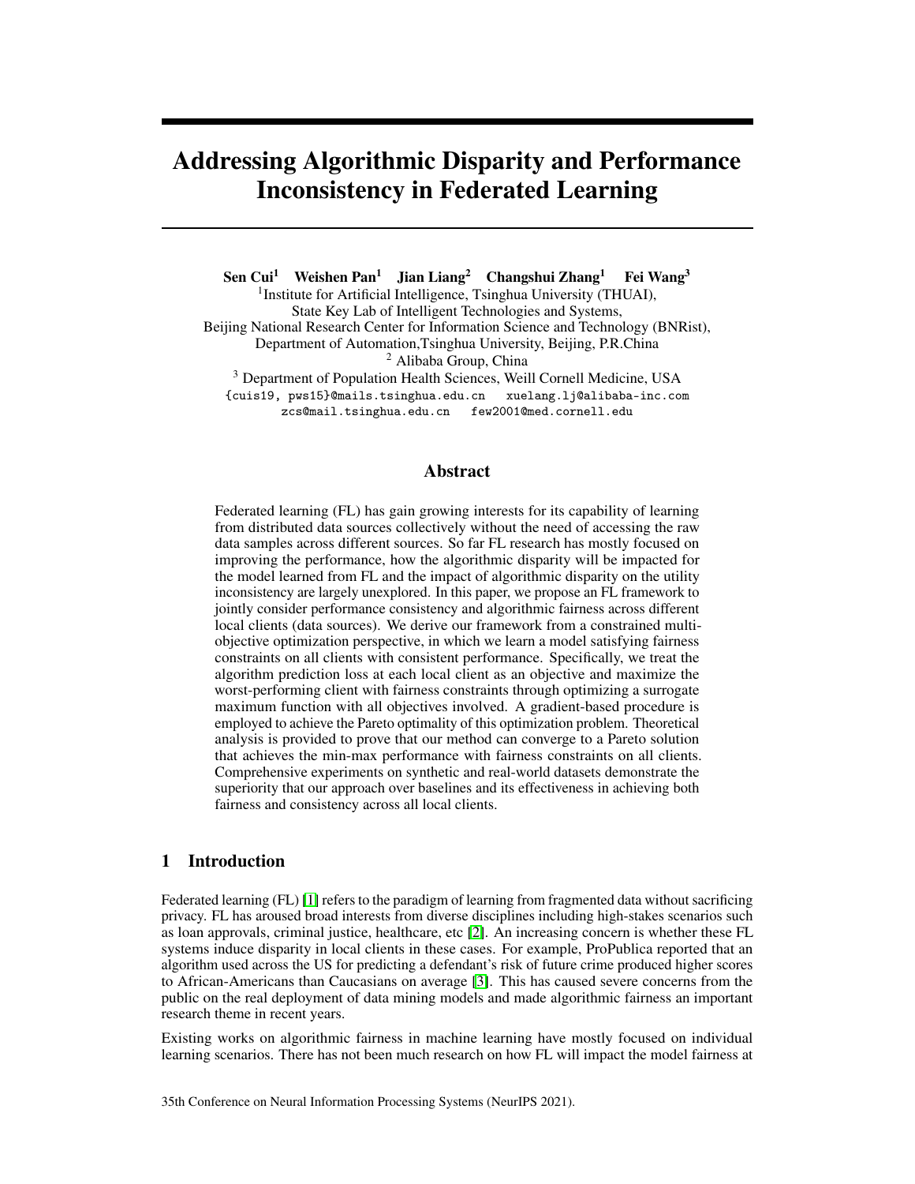# Addressing Algorithmic Disparity and Performance Inconsistency in Federated Learning

**Sen Cui**[1] **Weishen Pan**[1] **Jian Liang**[2] **Changshui Zhang**[1] **Fei Wang**[3]

[1]Institute for Artificial Intelligence, Tsinghua University (THUAI),
State Key Lab of Intelligent Technologies and Systems,
Beijing National Research Center for Information Science and Technology (BNRist),
Department of Automation,Tsinghua University, Beijing, P.R.China
[2] Alibaba Group, China
[3] Department of Population Health Sciences, Weill Cornell Medicine, USA
{cuis19, pws15}@mails.tsinghua.edu.cn xuelang.lj@alibaba-inc.com
zcs@mail.tsinghua.edu.cn few2001@med.cornell.edu

## Abstract

Federated learning (FL) has gain growing interests for its capability of learning from distributed data sources collectively without the need of accessing the raw data samples across different sources. So far FL research has mostly focused on improving the performance, how the algorithmic disparity will be impacted for the model learned from FL and the impact of algorithmic disparity on the utility inconsistency are largely unexplored. In this paper, we propose an FL framework to jointly consider performance consistency and algorithmic fairness across different local clients (data sources). We derive our framework from a constrained multi-objective optimization perspective, in which we learn a model satisfying fairness constraints on all clients with consistent performance. Specifically, we treat the algorithm prediction loss at each local client as an objective and maximize the worst-performing client with fairness constraints through optimizing a surrogate maximum function with all objectives involved. A gradient-based procedure is employed to achieve the Pareto optimality of this optimization problem. Theoretical analysis is provided to prove that our method can converge to a Pareto solution that achieves the min-max performance with fairness constraints on all clients. Comprehensive experiments on synthetic and real-world datasets demonstrate the superiority that our approach over baselines and its effectiveness in achieving both fairness and consistency across all local clients.

## 1 Introduction

Federated learning (FL) [1] refers to the paradigm of learning from fragmented data without sacrificing privacy. FL has aroused broad interests from diverse disciplines including high-stakes scenarios such as loan approvals, criminal justice, healthcare, etc [2]. An increasing concern is whether these FL systems induce disparity in local clients in these cases. For example, ProPublica reported that an algorithm used across the US for predicting a defendant's risk of future crime produced higher scores to African-Americans than Caucasians on average [3]. This has caused severe concerns from the public on the real deployment of data mining models and made algorithmic fairness an important research theme in recent years.

Existing works on algorithmic fairness in machine learning have mostly focused on individual learning scenarios. There has not been much research on how FL will impact the model fairness at

35th Conference on Neural Information Processing Systems (NeurIPS 2021).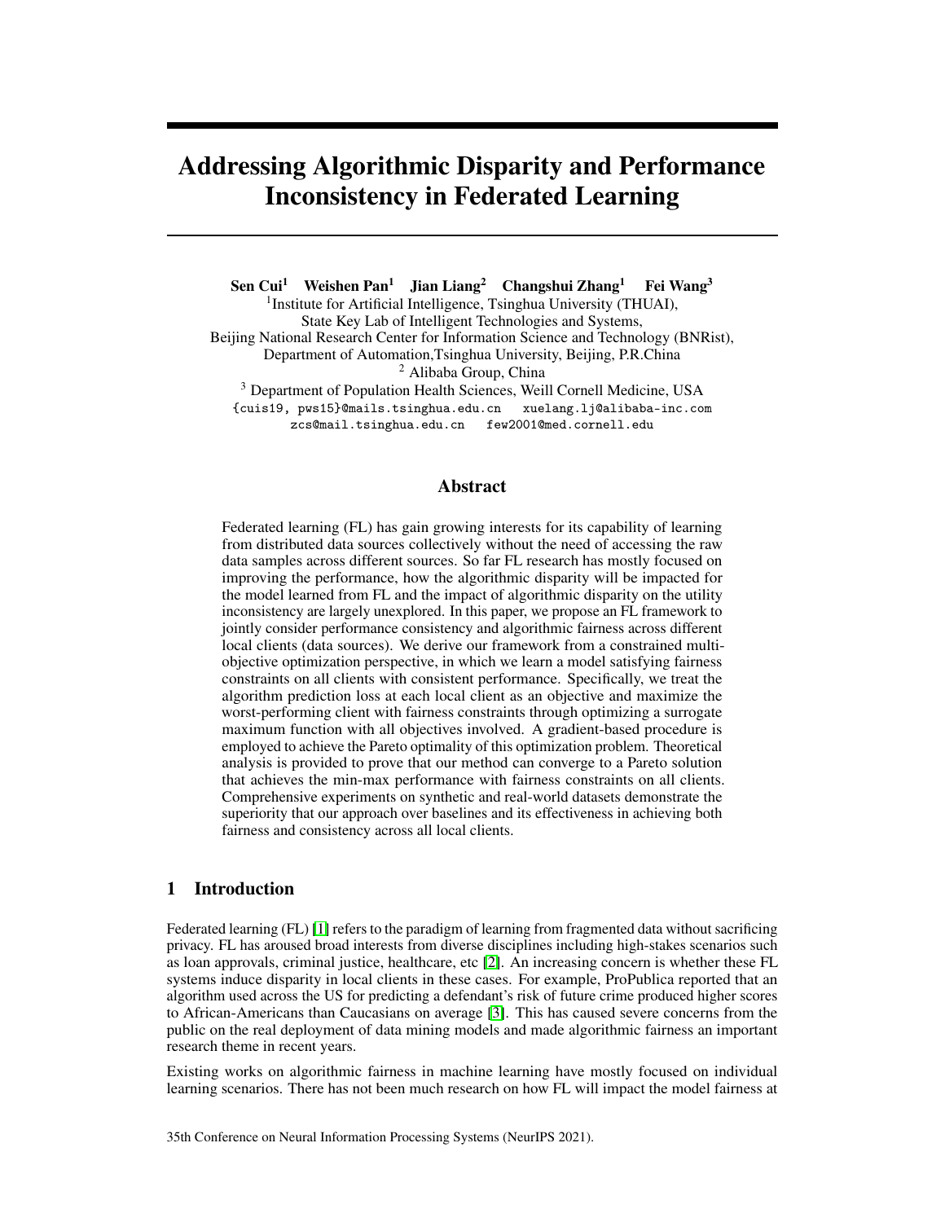# Addressing Algorithmic Disparity and Performance Inconsistency in Federated Learning

**Sen Cui[1] Weishen Pan[1] Jian Liang[2] Changshui Zhang[1] Fei Wang[3]**

[1] Institute for Artificial Intelligence, Tsinghua University (THUAI), State Key Lab of Intelligent Technologies and Systems, Beijing National Research Center for Information Science and Technology (BNRist), Department of Automation,Tsinghua University, Beijing, P.R.China

[2] Alibaba Group, China

[3] Department of Population Health Sciences, Weill Cornell Medicine, USA

{cuis19, pws15}@mails.tsinghua.edu.cn xuelang.lj@alibaba-inc.com zcs@mail.tsinghua.edu.cn few2001@med.cornell.edu

## Abstract

Federated learning (FL) has gain growing interests for its capability of learning from distributed data sources collectively without the need of accessing the raw data samples across different sources. So far FL research has mostly focused on improving the performance, how the algorithmic disparity will be impacted for the model learned from FL and the impact of algorithmic disparity on the utility inconsistency are largely unexplored. In this paper, we propose an FL framework to jointly consider performance consistency and algorithmic fairness across different local clients (data sources). We derive our framework from a constrained multi-objective optimization perspective, in which we learn a model satisfying fairness constraints on all clients with consistent performance. Specifically, we treat the algorithm prediction loss at each local client as an objective and maximize the worst-performing client with fairness constraints through optimizing a surrogate maximum function with all objectives involved. A gradient-based procedure is employed to achieve the Pareto optimality of this optimization problem. Theoretical analysis is provided to prove that our method can converge to a Pareto solution that achieves the min-max performance with fairness constraints on all clients. Comprehensive experiments on synthetic and real-world datasets demonstrate the superiority that our approach over baselines and its effectiveness in achieving both fairness and consistency across all local clients.

## 1 Introduction

Federated learning (FL) [1] refers to the paradigm of learning from fragmented data without sacrificing privacy. FL has aroused broad interests from diverse disciplines including high-stakes scenarios such as loan approvals, criminal justice, healthcare, etc [2]. An increasing concern is whether these FL systems induce disparity in local clients in these cases. For example, ProPublica reported that an algorithm used across the US for predicting a defendant's risk of future crime produced higher scores to African-Americans than Caucasians on average [3]. This has caused severe concerns from the public on the real deployment of data mining models and made algorithmic fairness an important research theme in recent years.

Existing works on algorithmic fairness in machine learning have mostly focused on individual learning scenarios. There has not been much research on how FL will impact the model fairness at

35th Conference on Neural Information Processing Systems (NeurIPS 2021).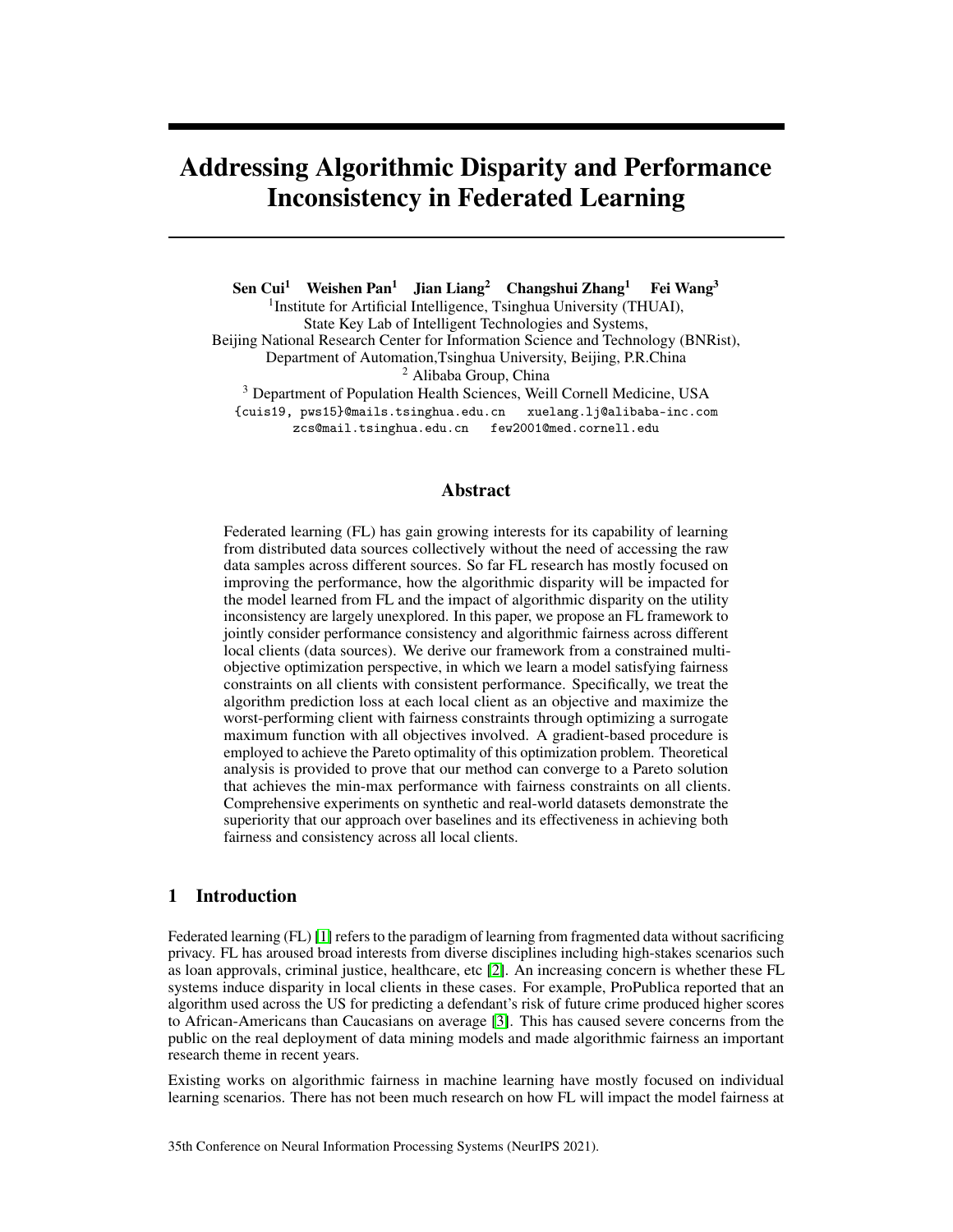# Addressing Algorithmic Disparity and Performance Inconsistency in Federated Learning

**Sen Cui**[1] **Weishen Pan**[1] **Jian Liang**[2] **Changshui Zhang**[1] **Fei Wang**[3]

[1]Institute for Artificial Intelligence, Tsinghua University (THUAI), State Key Lab of Intelligent Technologies and Systems, Beijing National Research Center for Information Science and Technology (BNRist), Department of Automation,Tsinghua University, Beijing, P.R.China

[2] Alibaba Group, China

[3] Department of Population Health Sciences, Weill Cornell Medicine, USA

{cuis19, pws15}@mails.tsinghua.edu.cn xuelang.lj@alibaba-inc.com zcs@mail.tsinghua.edu.cn few2001@med.cornell.edu

## Abstract

Federated learning (FL) has gain growing interests for its capability of learning from distributed data sources collectively without the need of accessing the raw data samples across different sources. So far FL research has mostly focused on improving the performance, how the algorithmic disparity will be impacted for the model learned from FL and the impact of algorithmic disparity on the utility inconsistency are largely unexplored. In this paper, we propose an FL framework to jointly consider performance consistency and algorithmic fairness across different local clients (data sources). We derive our framework from a constrained multi-objective optimization perspective, in which we learn a model satisfying fairness constraints on all clients with consistent performance. Specifically, we treat the algorithm prediction loss at each local client as an objective and maximize the worst-performing client with fairness constraints through optimizing a surrogate maximum function with all objectives involved. A gradient-based procedure is employed to achieve the Pareto optimality of this optimization problem. Theoretical analysis is provided to prove that our method can converge to a Pareto solution that achieves the min-max performance with fairness constraints on all clients. Comprehensive experiments on synthetic and real-world datasets demonstrate the superiority that our approach over baselines and its effectiveness in achieving both fairness and consistency across all local clients.

## 1 Introduction

Federated learning (FL) [1] refers to the paradigm of learning from fragmented data without sacrificing privacy. FL has aroused broad interests from diverse disciplines including high-stakes scenarios such as loan approvals, criminal justice, healthcare, etc [2]. An increasing concern is whether these FL systems induce disparity in local clients in these cases. For example, ProPublica reported that an algorithm used across the US for predicting a defendant's risk of future crime produced higher scores to African-Americans than Caucasians on average [3]. This has caused severe concerns from the public on the real deployment of data mining models and made algorithmic fairness an important research theme in recent years.

Existing works on algorithmic fairness in machine learning have mostly focused on individual learning scenarios. There has not been much research on how FL will impact the model fairness at

35th Conference on Neural Information Processing Systems (NeurIPS 2021).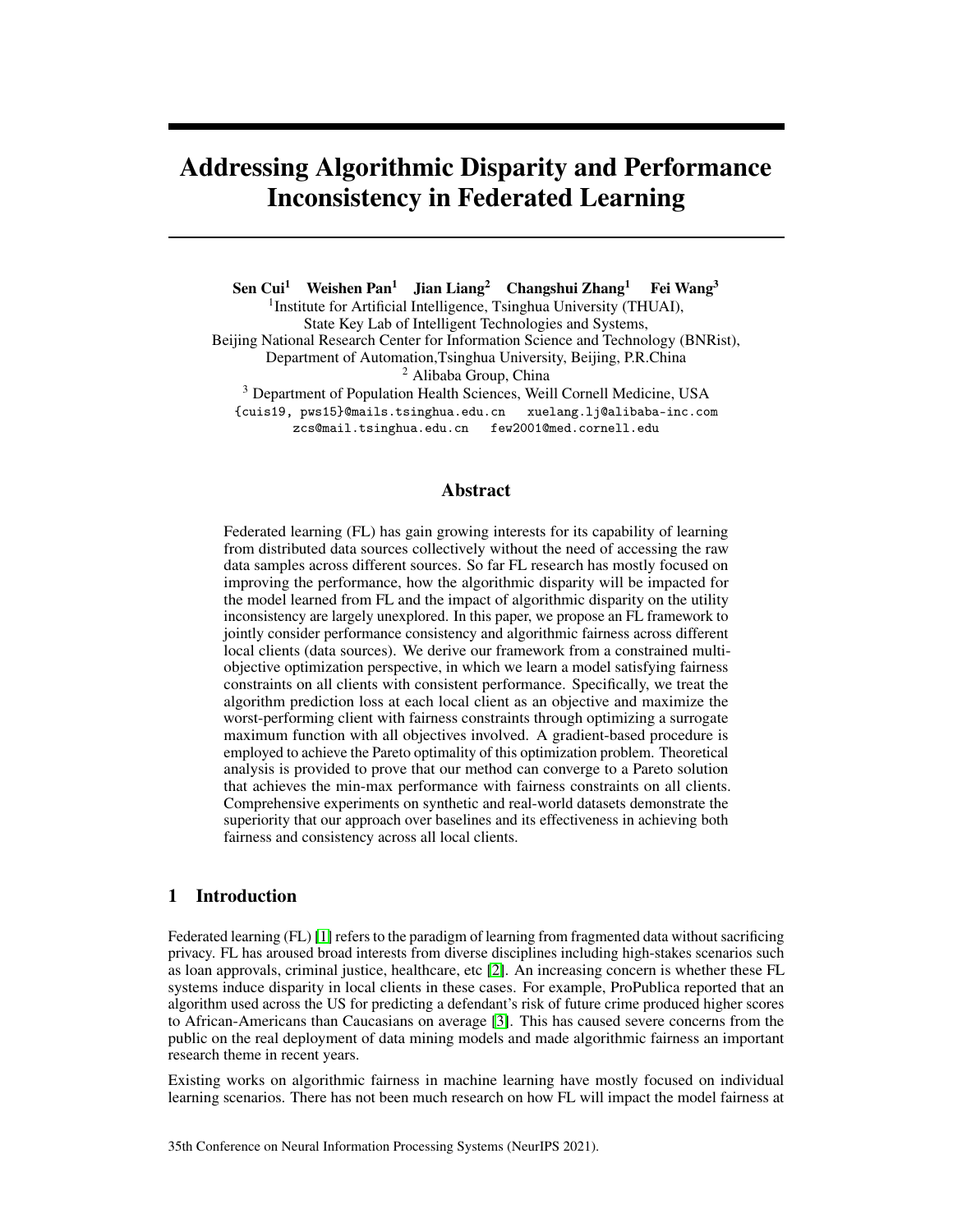# Addressing Algorithmic Disparity and Performance Inconsistency in Federated Learning

**Sen Cui**[1] **Weishen Pan**[1] **Jian Liang**[2] **Changshui Zhang**[1] **Fei Wang**[3]

[1]Institute for Artificial Intelligence, Tsinghua University (THUAI), State Key Lab of Intelligent Technologies and Systems, Beijing National Research Center for Information Science and Technology (BNRist), Department of Automation,Tsinghua University, Beijing, P.R.China

[2] Alibaba Group, China

[3] Department of Population Health Sciences, Weill Cornell Medicine, USA

{cuis19, pws15}@mails.tsinghua.edu.cn xuelang.lj@alibaba-inc.com zcs@mail.tsinghua.edu.cn few2001@med.cornell.edu

## Abstract

Federated learning (FL) has gain growing interests for its capability of learning from distributed data sources collectively without the need of accessing the raw data samples across different sources. So far FL research has mostly focused on improving the performance, how the algorithmic disparity will be impacted for the model learned from FL and the impact of algorithmic disparity on the utility inconsistency are largely unexplored. In this paper, we propose an FL framework to jointly consider performance consistency and algorithmic fairness across different local clients (data sources). We derive our framework from a constrained multi-objective optimization perspective, in which we learn a model satisfying fairness constraints on all clients with consistent performance. Specifically, we treat the algorithm prediction loss at each local client as an objective and maximize the worst-performing client with fairness constraints through optimizing a surrogate maximum function with all objectives involved. A gradient-based procedure is employed to achieve the Pareto optimality of this optimization problem. Theoretical analysis is provided to prove that our method can converge to a Pareto solution that achieves the min-max performance with fairness constraints on all clients. Comprehensive experiments on synthetic and real-world datasets demonstrate the superiority that our approach over baselines and its effectiveness in achieving both fairness and consistency across all local clients.

## 1 Introduction

Federated learning (FL) [1] refers to the paradigm of learning from fragmented data without sacrificing privacy. FL has aroused broad interests from diverse disciplines including high-stakes scenarios such as loan approvals, criminal justice, healthcare, etc [2]. An increasing concern is whether these FL systems induce disparity in local clients in these cases. For example, ProPublica reported that an algorithm used across the US for predicting a defendant's risk of future crime produced higher scores to African-Americans than Caucasians on average [3]. This has caused severe concerns from the public on the real deployment of data mining models and made algorithmic fairness an important research theme in recent years.

Existing works on algorithmic fairness in machine learning have mostly focused on individual learning scenarios. There has not been much research on how FL will impact the model fairness at

35th Conference on Neural Information Processing Systems (NeurIPS 2021).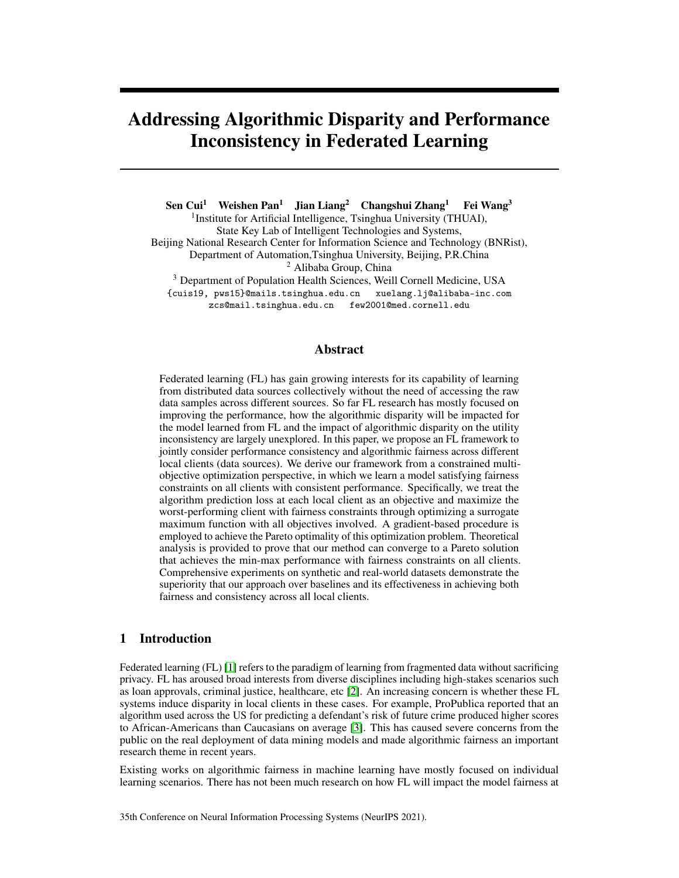# Addressing Algorithmic Disparity and Performance Inconsistency in Federated Learning

**Sen Cui**[1] **Weishen Pan**[1] **Jian Liang**[2] **Changshui Zhang**[1] **Fei Wang**[3]

[1]Institute for Artificial Intelligence, Tsinghua University (THUAI),
State Key Lab of Intelligent Technologies and Systems,
Beijing National Research Center for Information Science and Technology (BNRist),
Department of Automation,Tsinghua University, Beijing, P.R.China
[2] Alibaba Group, China
[3] Department of Population Health Sciences, Weill Cornell Medicine, USA
{cuis19, pws15}@mails.tsinghua.edu.cn xuelang.lj@alibaba-inc.com
zcs@mail.tsinghua.edu.cn few2001@med.cornell.edu

## Abstract

Federated learning (FL) has gain growing interests for its capability of learning from distributed data sources collectively without the need of accessing the raw data samples across different sources. So far FL research has mostly focused on improving the performance, how the algorithmic disparity will be impacted for the model learned from FL and the impact of algorithmic disparity on the utility inconsistency are largely unexplored. In this paper, we propose an FL framework to jointly consider performance consistency and algorithmic fairness across different local clients (data sources). We derive our framework from a constrained multi-objective optimization perspective, in which we learn a model satisfying fairness constraints on all clients with consistent performance. Specifically, we treat the algorithm prediction loss at each local client as an objective and maximize the worst-performing client with fairness constraints through optimizing a surrogate maximum function with all objectives involved. A gradient-based procedure is employed to achieve the Pareto optimality of this optimization problem. Theoretical analysis is provided to prove that our method can converge to a Pareto solution that achieves the min-max performance with fairness constraints on all clients. Comprehensive experiments on synthetic and real-world datasets demonstrate the superiority that our approach over baselines and its effectiveness in achieving both fairness and consistency across all local clients.

## 1 Introduction

Federated learning (FL) [1] refers to the paradigm of learning from fragmented data without sacrificing privacy. FL has aroused broad interests from diverse disciplines including high-stakes scenarios such as loan approvals, criminal justice, healthcare, etc [2]. An increasing concern is whether these FL systems induce disparity in local clients in these cases. For example, ProPublica reported that an algorithm used across the US for predicting a defendant's risk of future crime produced higher scores to African-Americans than Caucasians on average [3]. This has caused severe concerns from the public on the real deployment of data mining models and made algorithmic fairness an important research theme in recent years.

Existing works on algorithmic fairness in machine learning have mostly focused on individual learning scenarios. There has not been much research on how FL will impact the model fairness at

35th Conference on Neural Information Processing Systems (NeurIPS 2021).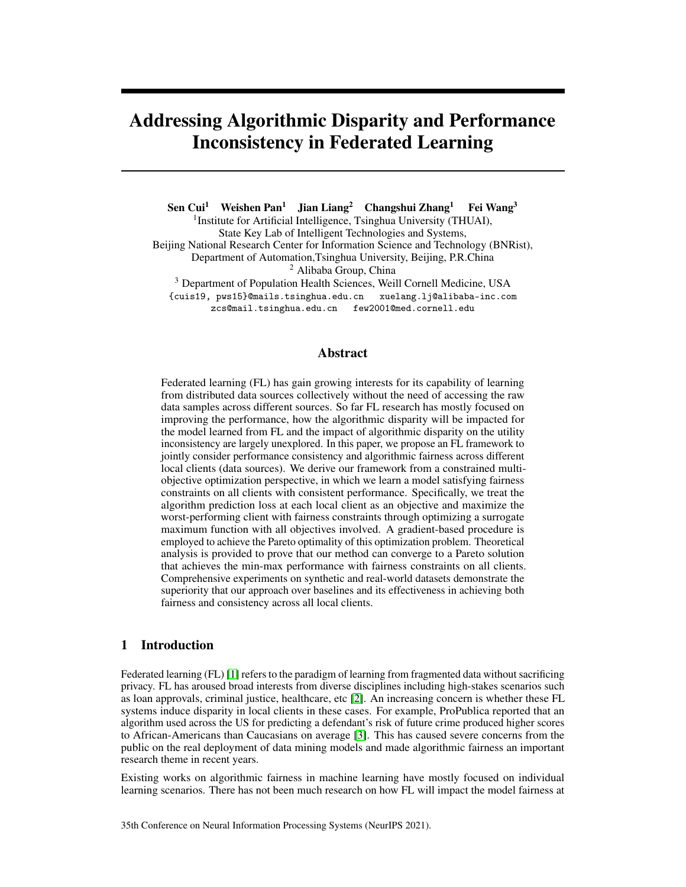# Addressing Algorithmic Disparity and Performance Inconsistency in Federated Learning

**Sen Cui**[1] **Weishen Pan**[1] **Jian Liang**[2] **Changshui Zhang**[1] **Fei Wang**[3]

[1]Institute for Artificial Intelligence, Tsinghua University (THUAI),
State Key Lab of Intelligent Technologies and Systems,
Beijing National Research Center for Information Science and Technology (BNRist),
Department of Automation,Tsinghua University, Beijing, P.R.China
[2] Alibaba Group, China
[3] Department of Population Health Sciences, Weill Cornell Medicine, USA

{cuis19, pws15}@mails.tsinghua.edu.cn xuelang.lj@alibaba-inc.com
zcs@mail.tsinghua.edu.cn few2001@med.cornell.edu

## Abstract

Federated learning (FL) has gain growing interests for its capability of learning from distributed data sources collectively without the need of accessing the raw data samples across different sources. So far FL research has mostly focused on improving the performance, how the algorithmic disparity will be impacted for the model learned from FL and the impact of algorithmic disparity on the utility inconsistency are largely unexplored. In this paper, we propose an FL framework to jointly consider performance consistency and algorithmic fairness across different local clients (data sources). We derive our framework from a constrained multi-objective optimization perspective, in which we learn a model satisfying fairness constraints on all clients with consistent performance. Specifically, we treat the algorithm prediction loss at each local client as an objective and maximize the worst-performing client with fairness constraints through optimizing a surrogate maximum function with all objectives involved. A gradient-based procedure is employed to achieve the Pareto optimality of this optimization problem. Theoretical analysis is provided to prove that our method can converge to a Pareto solution that achieves the min-max performance with fairness constraints on all clients. Comprehensive experiments on synthetic and real-world datasets demonstrate the superiority that our approach over baselines and its effectiveness in achieving both fairness and consistency across all local clients.

## 1 Introduction

Federated learning (FL) [1] refers to the paradigm of learning from fragmented data without sacrificing privacy. FL has aroused broad interests from diverse disciplines including high-stakes scenarios such as loan approvals, criminal justice, healthcare, etc [2]. An increasing concern is whether these FL systems induce disparity in local clients in these cases. For example, ProPublica reported that an algorithm used across the US for predicting a defendant's risk of future crime produced higher scores to African-Americans than Caucasians on average [3]. This has caused severe concerns from the public on the real deployment of data mining models and made algorithmic fairness an important research theme in recent years.

Existing works on algorithmic fairness in machine learning have mostly focused on individual learning scenarios. There has not been much research on how FL will impact the model fairness at

35th Conference on Neural Information Processing Systems (NeurIPS 2021).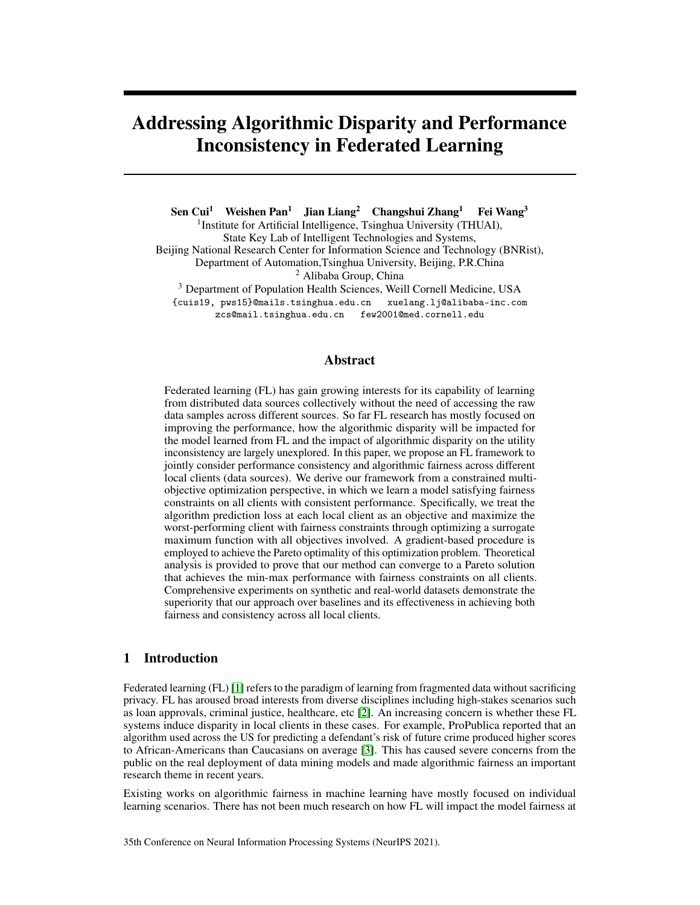# Addressing Algorithmic Disparity and Performance Inconsistency in Federated Learning

**Sen Cui**[1] **Weishen Pan**[1] **Jian Liang**[2] **Changshui Zhang**[1] **Fei Wang**[3]

[1]Institute for Artificial Intelligence, Tsinghua University (THUAI),
State Key Lab of Intelligent Technologies and Systems,
Beijing National Research Center for Information Science and Technology (BNRist),
Department of Automation,Tsinghua University, Beijing, P.R.China
[2] Alibaba Group, China
[3] Department of Population Health Sciences, Weill Cornell Medicine, USA
{cuis19, pws15}@mails.tsinghua.edu.cn xuelang.lj@alibaba-inc.com
zcs@mail.tsinghua.edu.cn few2001@med.cornell.edu

## Abstract

Federated learning (FL) has gain growing interests for its capability of learning from distributed data sources collectively without the need of accessing the raw data samples across different sources. So far FL research has mostly focused on improving the performance, how the algorithmic disparity will be impacted for the model learned from FL and the impact of algorithmic disparity on the utility inconsistency are largely unexplored. In this paper, we propose an FL framework to jointly consider performance consistency and algorithmic fairness across different local clients (data sources). We derive our framework from a constrained multi-objective optimization perspective, in which we learn a model satisfying fairness constraints on all clients with consistent performance. Specifically, we treat the algorithm prediction loss at each local client as an objective and maximize the worst-performing client with fairness constraints through optimizing a surrogate maximum function with all objectives involved. A gradient-based procedure is employed to achieve the Pareto optimality of this optimization problem. Theoretical analysis is provided to prove that our method can converge to a Pareto solution that achieves the min-max performance with fairness constraints on all clients. Comprehensive experiments on synthetic and real-world datasets demonstrate the superiority that our approach over baselines and its effectiveness in achieving both fairness and consistency across all local clients.

## 1 Introduction

Federated learning (FL) [1] refers to the paradigm of learning from fragmented data without sacrificing privacy. FL has aroused broad interests from diverse disciplines including high-stakes scenarios such as loan approvals, criminal justice, healthcare, etc [2]. An increasing concern is whether these FL systems induce disparity in local clients in these cases. For example, ProPublica reported that an algorithm used across the US for predicting a defendant's risk of future crime produced higher scores to African-Americans than Caucasians on average [3]. This has caused severe concerns from the public on the real deployment of data mining models and made algorithmic fairness an important research theme in recent years.

Existing works on algorithmic fairness in machine learning have mostly focused on individual learning scenarios. There has not been much research on how FL will impact the model fairness at

35th Conference on Neural Information Processing Systems (NeurIPS 2021).